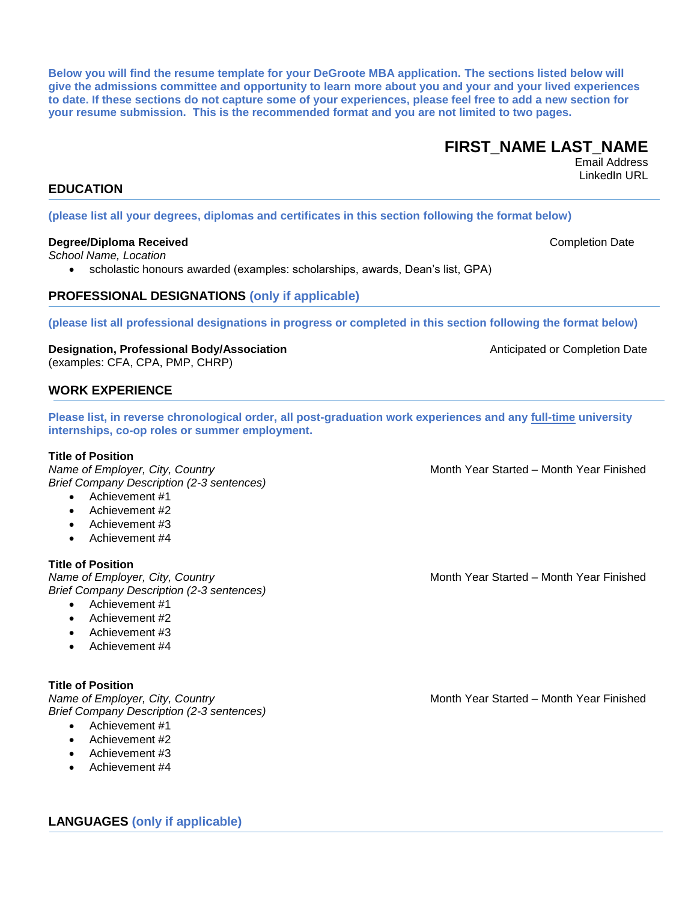**Below you will find the resume template for your DeGroote MBA application. The sections listed below will give the admissions committee and opportunity to learn more about you and your and your lived experiences to date. If these sections do not capture some of your experiences, please feel free to add a new section for your resume submission. This is the recommended format and you are not limited to two pages.**

# FIRST_NAME LAST_NAME

Email Address
LinkedIn URL

## EDUCATION

**(please list all your degrees, diplomas and certificates in this section following the format below)**

**Degree/Diploma Received** — Completion Date
*School Name, Location*

- scholastic honours awarded (examples: scholarships, awards, Dean's list, GPA)

## PROFESSIONAL DESIGNATIONS (only if applicable)

**(please list all professional designations in progress or completed in this section following the format below)**

**Designation, Professional Body/Association** — Anticipated or Completion Date
(examples: CFA, CPA, PMP, CHRP)

## WORK EXPERIENCE

**Please list, in reverse chronological order, all post-graduation work experiences and any full-time university internships, co-op roles or summer employment.**

**Title of Position**
*Name of Employer, City, Country* — Month Year Started – Month Year Finished
*Brief Company Description (2-3 sentences)*

- Achievement #1
- Achievement #2
- Achievement #3
- Achievement #4

**Title of Position**
*Name of Employer, City, Country* — Month Year Started – Month Year Finished
*Brief Company Description (2-3 sentences)*

- Achievement #1
- Achievement #2
- Achievement #3
- Achievement #4

**Title of Position**
*Name of Employer, City, Country* — Month Year Started – Month Year Finished
*Brief Company Description (2-3 sentences)*

- Achievement #1
- Achievement #2
- Achievement #3
- Achievement #4

## LANGUAGES (only if applicable)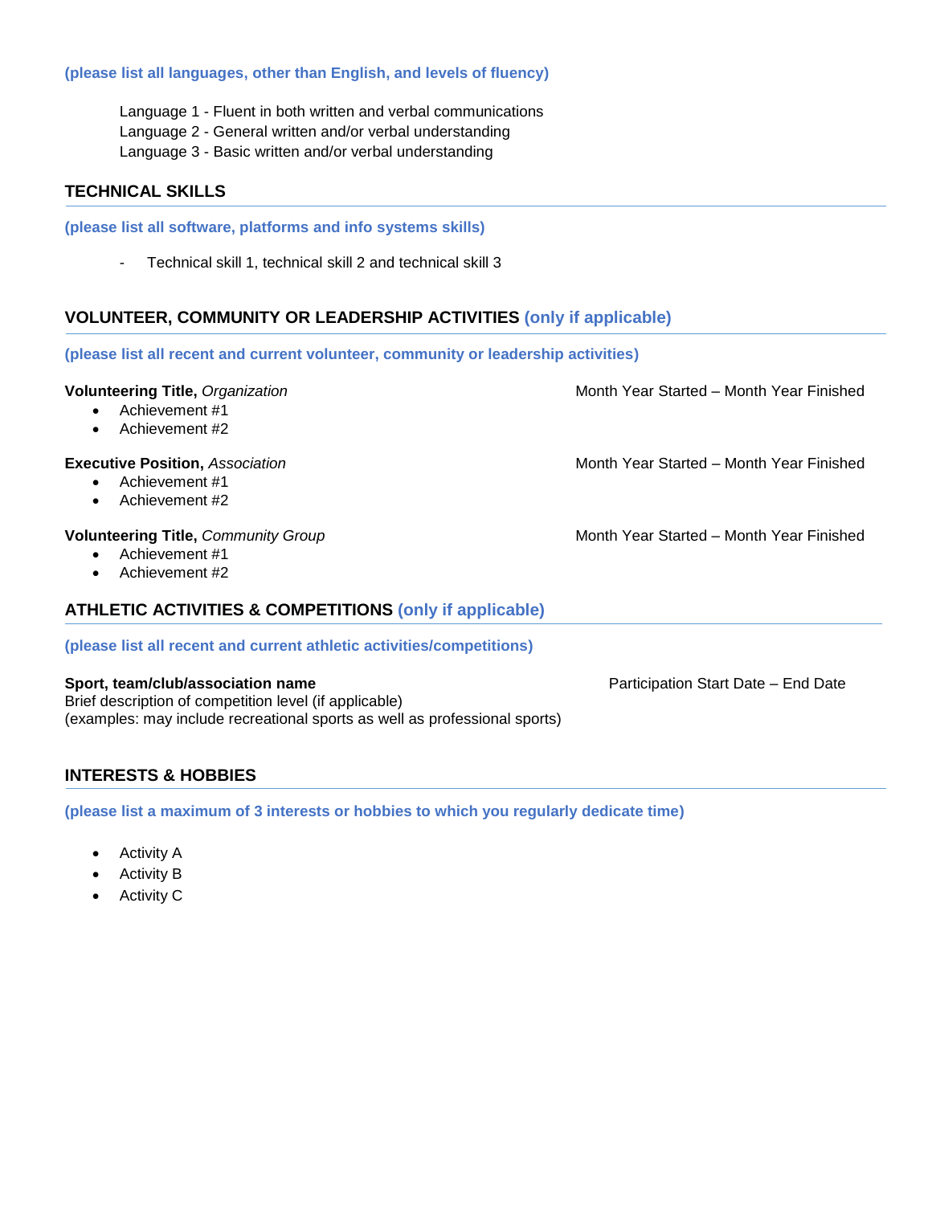**(please list all languages, other than English, and levels of fluency)**

Language 1 - Fluent in both written and verbal communications
Language 2 - General written and/or verbal understanding
Language 3 - Basic written and/or verbal understanding

## TECHNICAL SKILLS

**(please list all software, platforms and info systems skills)**

- Technical skill 1, technical skill 2 and technical skill 3

## VOLUNTEER, COMMUNITY OR LEADERSHIP ACTIVITIES (only if applicable)

**(please list all recent and current volunteer, community or leadership activities)**

**Volunteering Title,** *Organization* — Month Year Started – Month Year Finished

- Achievement #1
- Achievement #2

**Executive Position,** *Association* — Month Year Started – Month Year Finished

- Achievement #1
- Achievement #2

**Volunteering Title,** *Community Group* — Month Year Started – Month Year Finished

- Achievement #1
- Achievement #2

## ATHLETIC ACTIVITIES & COMPETITIONS (only if applicable)

**(please list all recent and current athletic activities/competitions)**

**Sport, team/club/association name** — Participation Start Date – End Date

Brief description of competition level (if applicable)
(examples: may include recreational sports as well as professional sports)

## INTERESTS & HOBBIES

**(please list a maximum of 3 interests or hobbies to which you regularly dedicate time)**

- Activity A
- Activity B
- Activity C